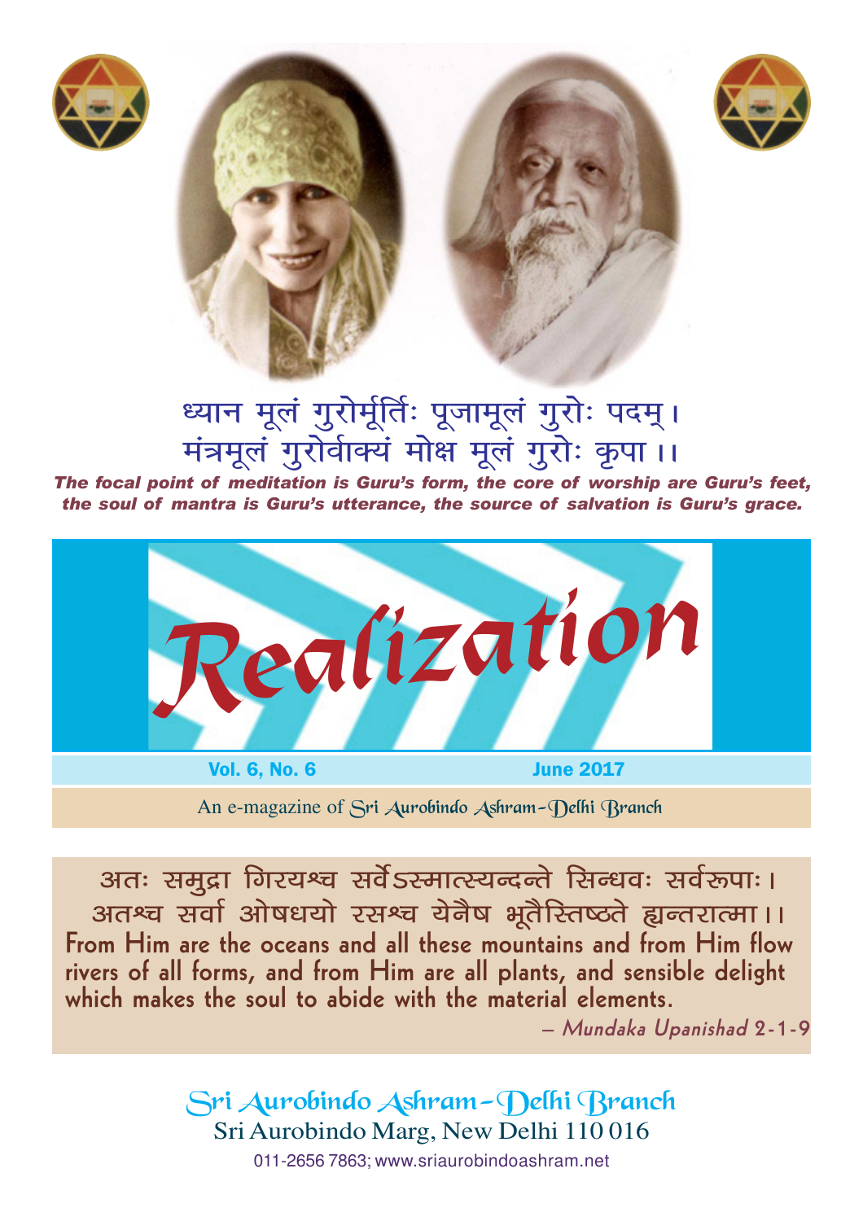ध्यान मूलं गुरोर्मूर्तिः पूजामूलं गुरोः पदम्।
मंत्रमूलं गुरोर्वाक्यं मोक्ष मूलं गुरोः कृपा।।

***The focal point of meditation is Guru's form, the core of worship are Guru's feet, the soul of mantra is Guru's utterance, the source of salvation is Guru's grace.***

# Realization

**Vol. 6, No. 6** **June 2017**

An e-magazine of Sri Aurobindo Ashram–Delhi Branch

अतः समुद्रा गिरयश्च सर्वेऽस्मात्स्यन्दन्ते सिन्धवः सर्वरूपाः।
अतश्च सर्वा ओषधयो रसश्च येनैष भूतैस्तिष्ठते ह्यन्तरात्मा।।

From Him are the oceans and all these mountains and from Him flow rivers of all forms, and from Him are all plants, and sensible delight which makes the soul to abide with the material elements.

– *Mundaka Upanishad* 2-1-9

## Sri Aurobindo Ashram–Delhi Branch

Sri Aurobindo Marg, New Delhi 110 016

011-2656 7863; www.sriaurobindoashram.net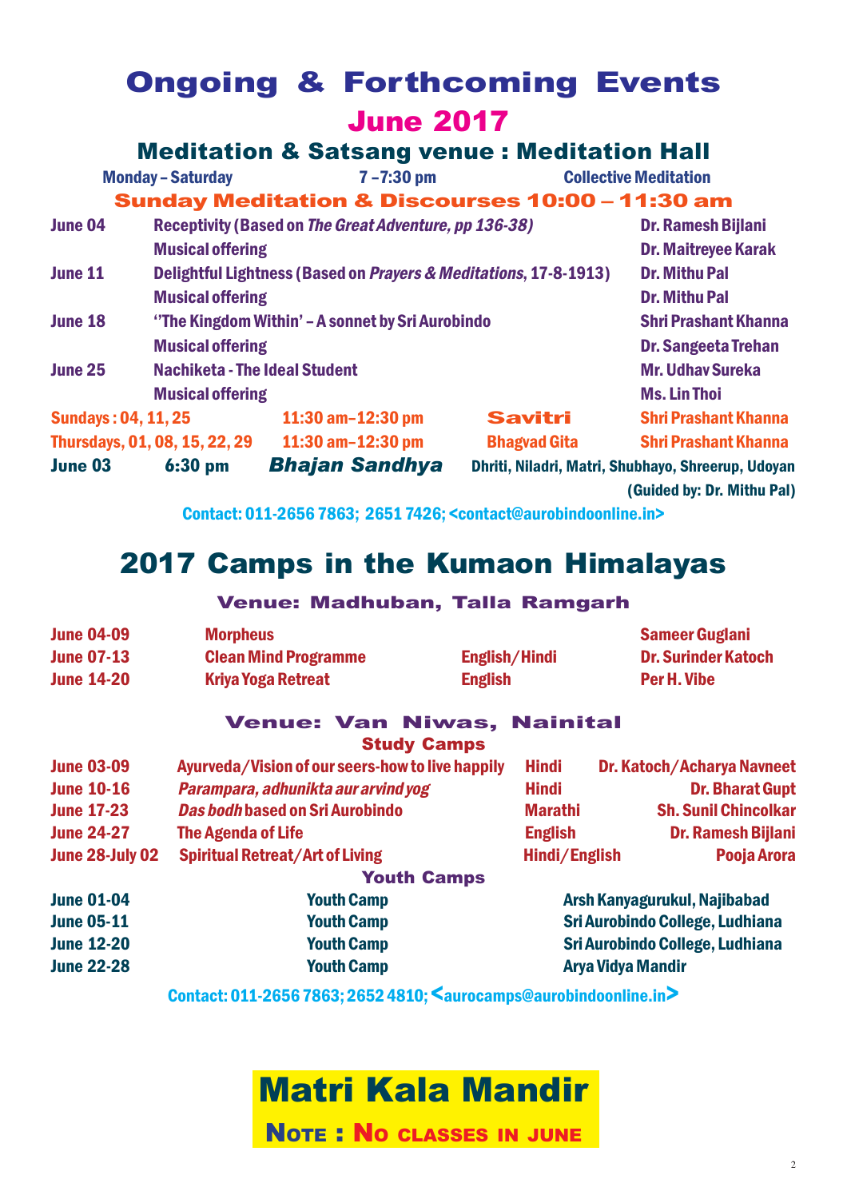# Ongoing & Forthcoming Events

## June 2017

### Meditation & Satsang venue : Meditation Hall

| | | |
|---|---|---|
| Monday – Saturday | 7 –7:30 pm | Collective Meditation |

### Sunday Meditation & Discourses 10:00 – 11:30 am

| | | |
|---|---|---|
| June 04 | Receptivity (Based on *The Great Adventure, pp 136-38)* | Dr. Ramesh Bijlani |
| | Musical offering | Dr. Maitreyee Karak |
| June 11 | Delightful Lightness (Based on *Prayers & Meditations*, 17-8-1913) | Dr. Mithu Pal |
| | Musical offering | Dr. Mithu Pal |
| June 18 | ''The Kingdom Within' – A sonnet by Sri Aurobindo | Shri Prashant Khanna |
| | Musical offering | Dr. Sangeeta Trehan |
| June 25 | Nachiketa - The Ideal Student | Mr. Udhav Sureka |
| | Musical offering | Ms. Lin Thoi |

| | | | |
|---|---|---|---|
| Sundays : 04, 11, 25 | 11:30 am–12:30 pm | Savitri | Shri Prashant Khanna |
| Thursdays, 01, 08, 15, 22, 29 | 11:30 am–12:30 pm | Bhagvad Gita | Shri Prashant Khanna |
| June 03 6:30 pm | *Bhajan Sandhya* | Dhriti, Niladri, Matri, Shubhayo, Shreerup, Udoyan (Guided by: Dr. Mithu Pal) | |

Contact: 011-2656 7863; 2651 7426; <contact@aurobindoonline.in>

# 2017 Camps in the Kumaon Himalayas

### Venue: Madhuban, Talla Ramgarh

| | | | |
|---|---|---|---|
| June 04-09 | Morpheus | | Sameer Guglani |
| June 07-13 | Clean Mind Programme | English/Hindi | Dr. Surinder Katoch |
| June 14-20 | Kriya Yoga Retreat | English | Per H. Vibe |

### Venue: Van Niwas, Nainital

#### Study Camps

| | | | |
|---|---|---|---|
| June 03-09 | Ayurveda/Vision of our seers-how to live happily | Hindi | Dr. Katoch/Acharya Navneet |
| June 10-16 | *Parampara, adhunikta aur arvind yog* | Hindi | Dr. Bharat Gupt |
| June 17-23 | *Das bodh* based on Sri Aurobindo | Marathi | Sh. Sunil Chincolkar |
| June 24-27 | The Agenda of Life | English | Dr. Ramesh Bijlani |
| June 28-July 02 | Spiritual Retreat/Art of Living | Hindi/English | Pooja Arora |

#### Youth Camps

| | | |
|---|---|---|
| June 01-04 | Youth Camp | Arsh Kanyagurukul, Najibabad |
| June 05-11 | Youth Camp | Sri Aurobindo College, Ludhiana |
| June 12-20 | Youth Camp | Sri Aurobindo College, Ludhiana |
| June 22-28 | Youth Camp | Arya Vidya Mandir |

Contact: 011-2656 7863; 2652 4810; <aurocamps@aurobindoonline.in>

# Matri Kala Mandir

**Note : No classes in June**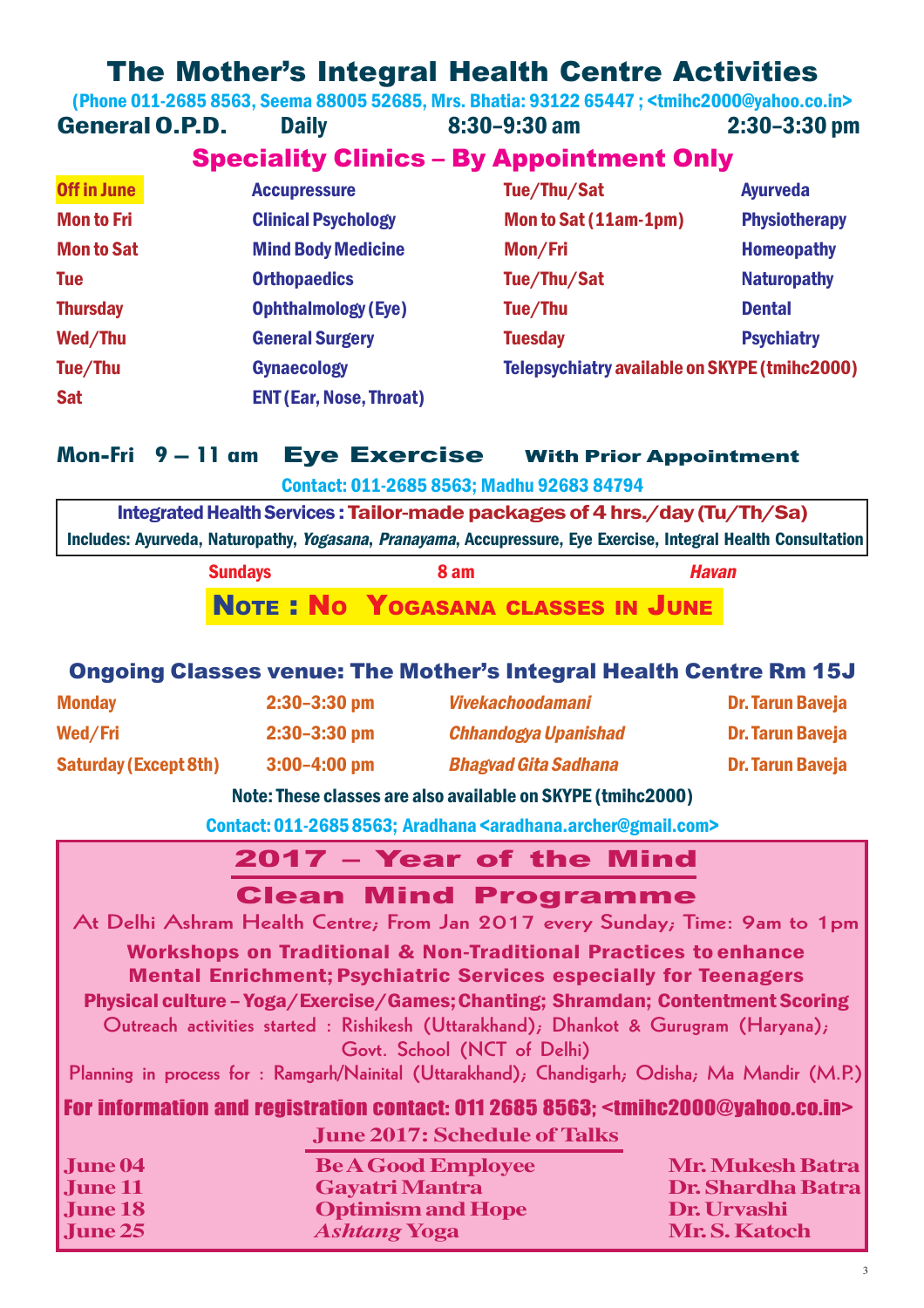# The Mother's Integral Health Centre Activities

(Phone 011-2685 8563, Seema 88005 52685, Mrs. Bhatia: 93122 65447 ; <tmihc2000@yahoo.co.in>

**General O.P.D.** Daily 8:30–9:30 am 2:30–3:30 pm

## Speciality Clinics – By Appointment Only

| | | | |
|---|---|---|---|
| Off in June | Accupressure | Tue/Thu/Sat | Ayurveda |
| Mon to Fri | Clinical Psychology | Mon to Sat (11am-1pm) | Physiotherapy |
| Mon to Sat | Mind Body Medicine | Mon/Fri | Homeopathy |
| Tue | Orthopaedics | Tue/Thu/Sat | Naturopathy |
| Thursday | Ophthalmology (Eye) | Tue/Thu | Dental |
| Wed/Thu | General Surgery | Tuesday | Psychiatry |
| Tue/Thu | Gynaecology | Telepsychiatry available on SKYPE (tmihc2000) | |
| Sat | ENT (Ear, Nose, Throat) | | |

**Mon-Fri 9 – 11 am Eye Exercise With Prior Appointment**

Contact: 011-2685 8563; Madhu 92683 84794

**Integrated Health Services : Tailor-made packages of 4 hrs./day (Tu/Th/Sa)**
Includes: Ayurveda, Naturopathy, *Yogasana*, *Pranayama*, Accupressure, Eye Exercise, Integral Health Consultation

Sundays 8 am *Havan*

**NOTE : NO YOGASANA CLASSES IN JUNE**

## Ongoing Classes venue: The Mother's Integral Health Centre Rm 15J

| | | | |
|---|---|---|---|
| Monday | 2:30–3:30 pm | *Vivekachoodamani* | Dr. Tarun Baveja |
| Wed/Fri | 2:30–3:30 pm | *Chhandogya Upanishad* | Dr. Tarun Baveja |
| Saturday (Except 8th) | 3:00–4:00 pm | *Bhagvad Gita Sadhana* | Dr. Tarun Baveja |

Note: These classes are also available on SKYPE (tmihc2000)

Contact: 011-2685 8563; Aradhana <aradhana.archer@gmail.com>

## 2017 – Year of the Mind

## Clean Mind Programme

At Delhi Ashram Health Centre; From Jan 2017 every Sunday; Time: 9am to 1pm

**Workshops on Traditional & Non-Traditional Practices to enhance Mental Enrichment; Psychiatric Services especially for Teenagers**

**Physical culture – Yoga/Exercise/Games; Chanting; Shramdan; Contentment Scoring**

Outreach activities started : Rishikesh (Uttarakhand); Dhankot & Gurugram (Haryana); Govt. School (NCT of Delhi)

Planning in process for : Ramgarh/Nainital (Uttarakhand); Chandigarh; Odisha; Ma Mandir (M.P.)

For information and registration contact: 011 2685 8563; <tmihc2000@yahoo.co.in>

### June 2017: Schedule of Talks

| | | |
|---|---|---|
| June 04 | Be A Good Employee | Mr. Mukesh Batra |
| June 11 | Gayatri Mantra | Dr. Shardha Batra |
| June 18 | Optimism and Hope | Dr. Urvashi |
| June 25 | *Ashtang* Yoga | Mr. S. Katoch |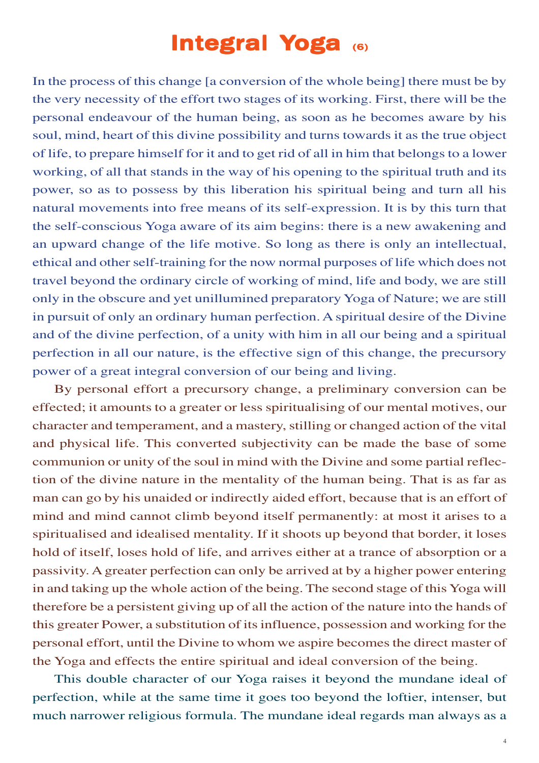# Integral Yoga (6)

In the process of this change [a conversion of the whole being] there must be by the very necessity of the effort two stages of its working. First, there will be the personal endeavour of the human being, as soon as he becomes aware by his soul, mind, heart of this divine possibility and turns towards it as the true object of life, to prepare himself for it and to get rid of all in him that belongs to a lower working, of all that stands in the way of his opening to the spiritual truth and its power, so as to possess by this liberation his spiritual being and turn all his natural movements into free means of its self-expression. It is by this turn that the self-conscious Yoga aware of its aim begins: there is a new awakening and an upward change of the life motive. So long as there is only an intellectual, ethical and other self-training for the now normal purposes of life which does not travel beyond the ordinary circle of working of mind, life and body, we are still only in the obscure and yet unillumined preparatory Yoga of Nature; we are still in pursuit of only an ordinary human perfection. A spiritual desire of the Divine and of the divine perfection, of a unity with him in all our being and a spiritual perfection in all our nature, is the effective sign of this change, the precursory power of a great integral conversion of our being and living.

By personal effort a precursory change, a preliminary conversion can be effected; it amounts to a greater or less spiritualising of our mental motives, our character and temperament, and a mastery, stilling or changed action of the vital and physical life. This converted subjectivity can be made the base of some communion or unity of the soul in mind with the Divine and some partial reflection of the divine nature in the mentality of the human being. That is as far as man can go by his unaided or indirectly aided effort, because that is an effort of mind and mind cannot climb beyond itself permanently: at most it arises to a spiritualised and idealised mentality. If it shoots up beyond that border, it loses hold of itself, loses hold of life, and arrives either at a trance of absorption or a passivity. A greater perfection can only be arrived at by a higher power entering in and taking up the whole action of the being. The second stage of this Yoga will therefore be a persistent giving up of all the action of the nature into the hands of this greater Power, a substitution of its influence, possession and working for the personal effort, until the Divine to whom we aspire becomes the direct master of the Yoga and effects the entire spiritual and ideal conversion of the being.

This double character of our Yoga raises it beyond the mundane ideal of perfection, while at the same time it goes too beyond the loftier, intenser, but much narrower religious formula. The mundane ideal regards man always as a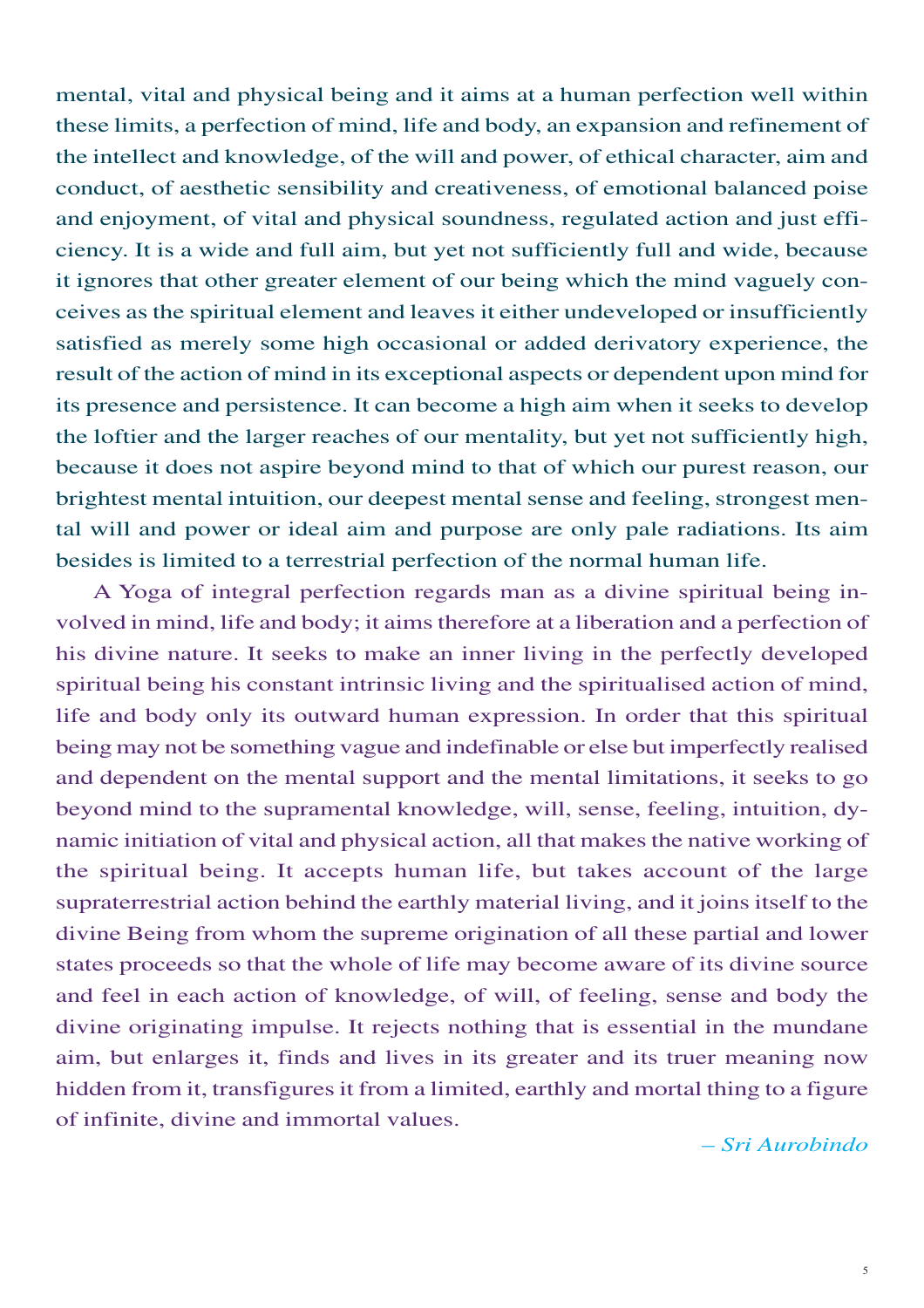mental, vital and physical being and it aims at a human perfection well within these limits, a perfection of mind, life and body, an expansion and refinement of the intellect and knowledge, of the will and power, of ethical character, aim and conduct, of aesthetic sensibility and creativeness, of emotional balanced poise and enjoyment, of vital and physical soundness, regulated action and just efficiency. It is a wide and full aim, but yet not sufficiently full and wide, because it ignores that other greater element of our being which the mind vaguely conceives as the spiritual element and leaves it either undeveloped or insufficiently satisfied as merely some high occasional or added derivatory experience, the result of the action of mind in its exceptional aspects or dependent upon mind for its presence and persistence. It can become a high aim when it seeks to develop the loftier and the larger reaches of our mentality, but yet not sufficiently high, because it does not aspire beyond mind to that of which our purest reason, our brightest mental intuition, our deepest mental sense and feeling, strongest mental will and power or ideal aim and purpose are only pale radiations. Its aim besides is limited to a terrestrial perfection of the normal human life.

A Yoga of integral perfection regards man as a divine spiritual being involved in mind, life and body; it aims therefore at a liberation and a perfection of his divine nature. It seeks to make an inner living in the perfectly developed spiritual being his constant intrinsic living and the spiritualised action of mind, life and body only its outward human expression. In order that this spiritual being may not be something vague and indefinable or else but imperfectly realised and dependent on the mental support and the mental limitations, it seeks to go beyond mind to the supramental knowledge, will, sense, feeling, intuition, dynamic initiation of vital and physical action, all that makes the native working of the spiritual being. It accepts human life, but takes account of the large supraterrestrial action behind the earthly material living, and it joins itself to the divine Being from whom the supreme origination of all these partial and lower states proceeds so that the whole of life may become aware of its divine source and feel in each action of knowledge, of will, of feeling, sense and body the divine originating impulse. It rejects nothing that is essential in the mundane aim, but enlarges it, finds and lives in its greater and its truer meaning now hidden from it, transfigures it from a limited, earthly and mortal thing to a figure of infinite, divine and immortal values.

*– Sri Aurobindo*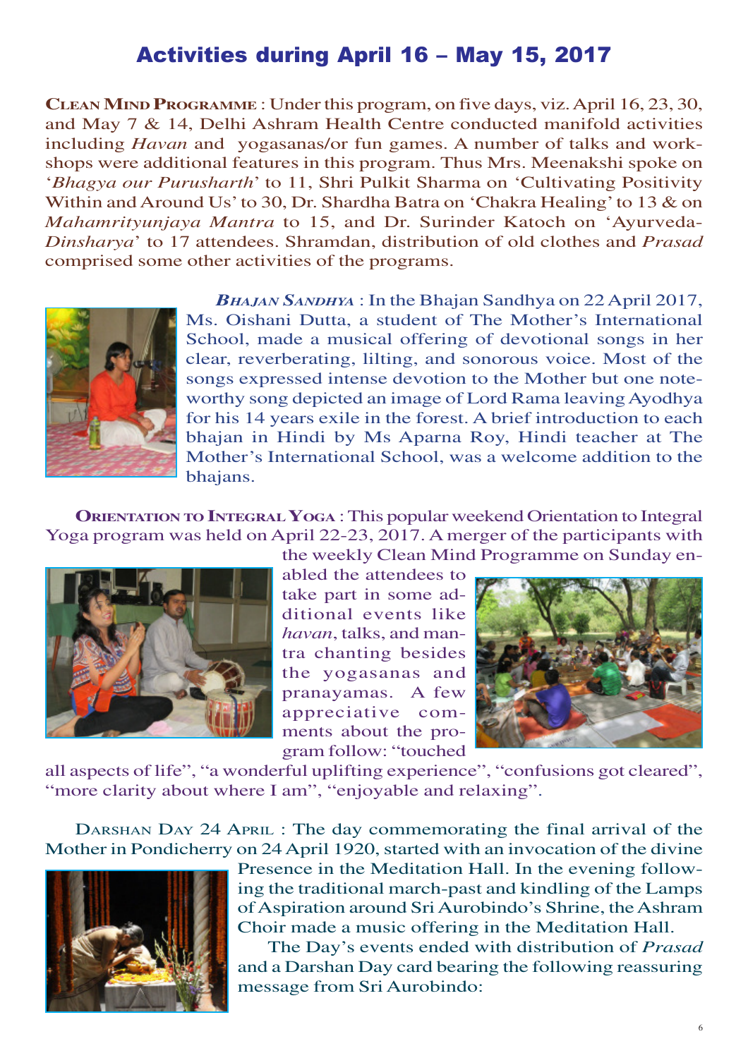# Activities during April 16 – May 15, 2017

**Clean Mind Programme** : Under this program, on five days, viz. April 16, 23, 30, and May 7 & 14, Delhi Ashram Health Centre conducted manifold activities including *Havan* and yogasanas/or fun games. A number of talks and workshops were additional features in this program. Thus Mrs. Meenakshi spoke on '*Bhagya our Purusharth*' to 11, Shri Pulkit Sharma on 'Cultivating Positivity Within and Around Us' to 30, Dr. Shardha Batra on 'Chakra Healing' to 13 & on *Mahamrityunjaya Mantra* to 15, and Dr. Surinder Katoch on 'Ayurveda-*Dinsharya*' to 17 attendees. Shramdan, distribution of old clothes and *Prasad* comprised some other activities of the programs.

***Bhajan Sandhya*** : In the Bhajan Sandhya on 22 April 2017, Ms. Oishani Dutta, a student of The Mother's International School, made a musical offering of devotional songs in her clear, reverberating, lilting, and sonorous voice. Most of the songs expressed intense devotion to the Mother but one noteworthy song depicted an image of Lord Rama leaving Ayodhya for his 14 years exile in the forest. A brief introduction to each bhajan in Hindi by Ms Aparna Roy, Hindi teacher at The Mother's International School, was a welcome addition to the bhajans.

**Orientation to Integral Yoga** : This popular weekend Orientation to Integral Yoga program was held on April 22-23, 2017. A merger of the participants with the weekly Clean Mind Programme on Sunday enabled the attendees to take part in some additional events like *havan*, talks, and mantra chanting besides the yogasanas and pranayamas. A few appreciative comments about the program follow: "touched all aspects of life", "a wonderful uplifting experience", "confusions got cleared", "more clarity about where I am", "enjoyable and relaxing".

Darshan Day 24 April : The day commemorating the final arrival of the Mother in Pondicherry on 24 April 1920, started with an invocation of the divine Presence in the Meditation Hall. In the evening following the traditional march-past and kindling of the Lamps of Aspiration around Sri Aurobindo's Shrine, the Ashram Choir made a music offering in the Meditation Hall.

The Day's events ended with distribution of *Prasad* and a Darshan Day card bearing the following reassuring message from Sri Aurobindo: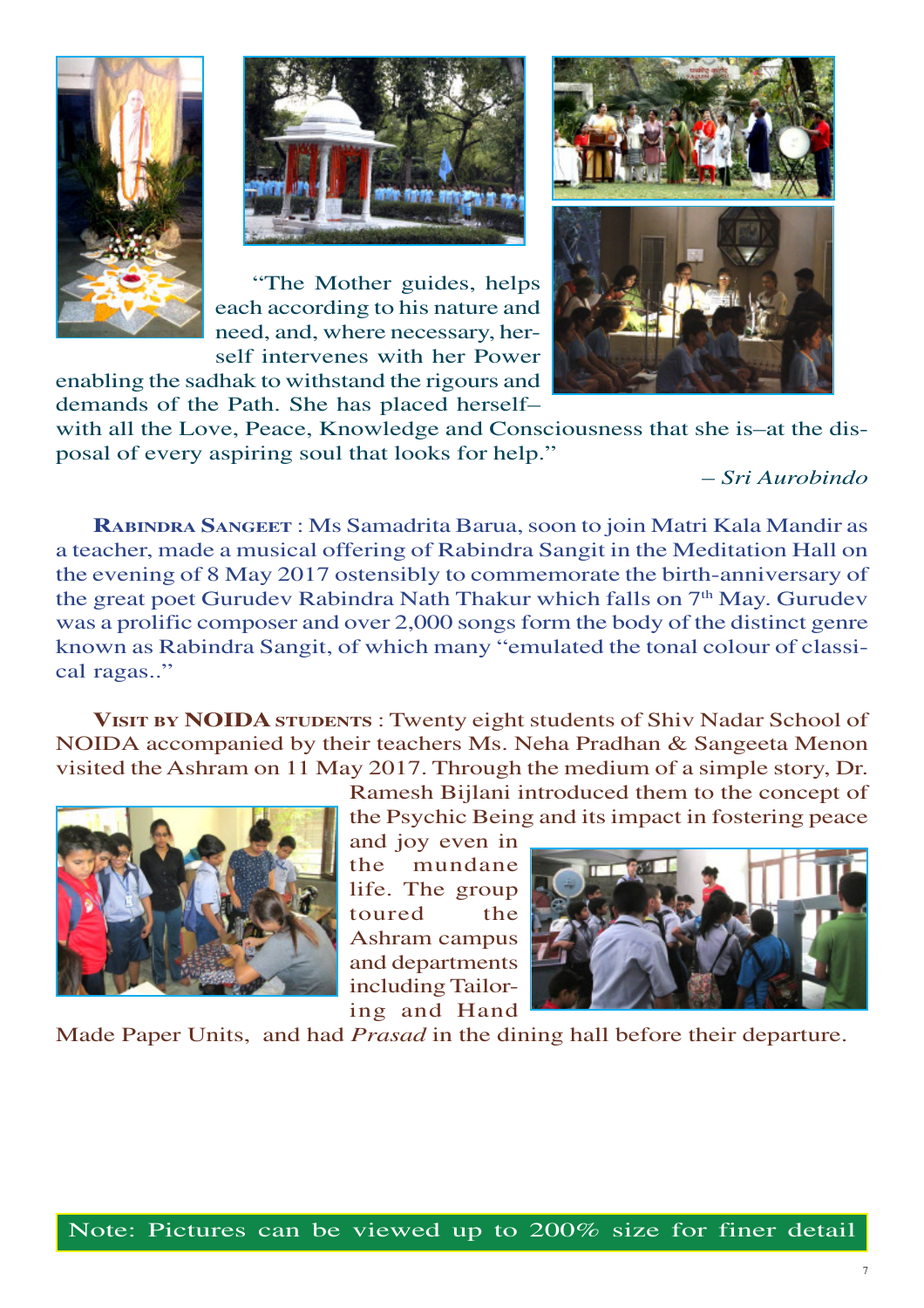"The Mother guides, helps each according to his nature and need, and, where necessary, herself intervenes with her Power enabling the sadhak to withstand the rigours and demands of the Path. She has placed herself– with all the Love, Peace, Knowledge and Consciousness that she is–at the disposal of every aspiring soul that looks for help."

*– Sri Aurobindo*

**Rabindra Sangeet** : Ms Samadrita Barua, soon to join Matri Kala Mandir as a teacher, made a musical offering of Rabindra Sangit in the Meditation Hall on the evening of 8 May 2017 ostensibly to commemorate the birth-anniversary of the great poet Gurudev Rabindra Nath Thakur which falls on 7th May. Gurudev was a prolific composer and over 2,000 songs form the body of the distinct genre known as Rabindra Sangit, of which many "emulated the tonal colour of classical ragas.."

**Visit by NOIDA students** : Twenty eight students of Shiv Nadar School of NOIDA accompanied by their teachers Ms. Neha Pradhan & Sangeeta Menon visited the Ashram on 11 May 2017. Through the medium of a simple story, Dr. Ramesh Bijlani introduced them to the concept of the Psychic Being and its impact in fostering peace and joy even in the mundane life. The group toured the Ashram campus and departments including Tailoring and Hand Made Paper Units, and had *Prasad* in the dining hall before their departure.

Note: Pictures can be viewed up to 200% size for finer detail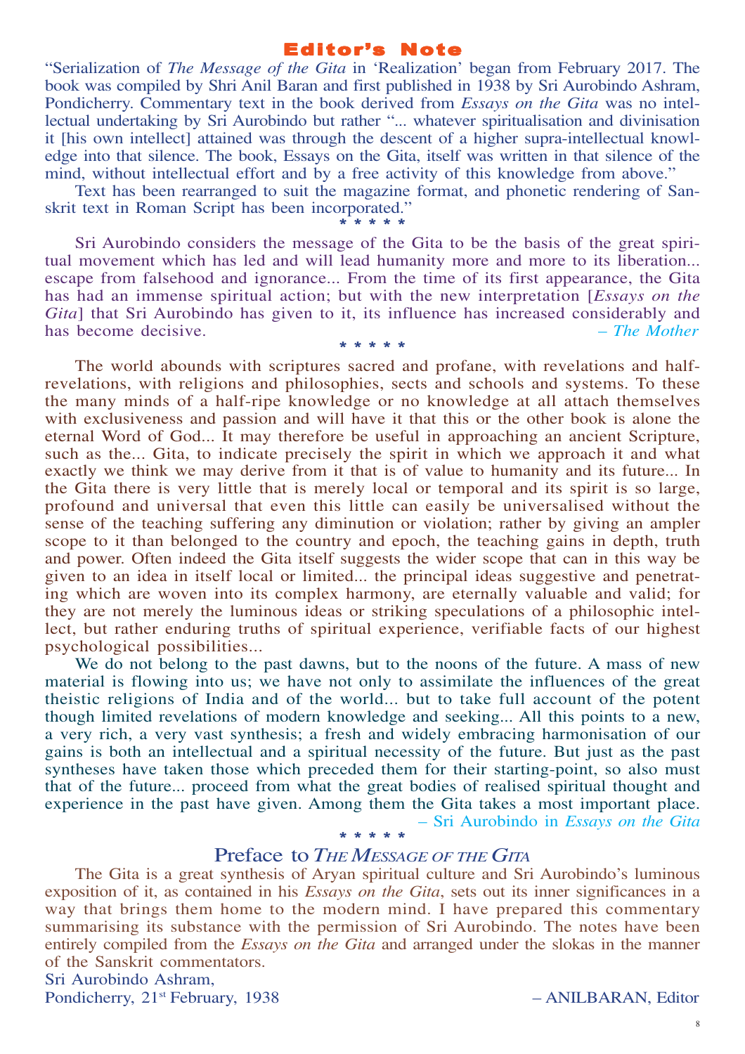## Editor's Note

"Serialization of *The Message of the Gita* in 'Realization' began from February 2017. The book was compiled by Shri Anil Baran and first published in 1938 by Sri Aurobindo Ashram, Pondicherry. Commentary text in the book derived from *Essays on the Gita* was no intellectual undertaking by Sri Aurobindo but rather "... whatever spiritualisation and divinisation it [his own intellect] attained was through the descent of a higher supra-intellectual knowledge into that silence. The book, Essays on the Gita, itself was written in that silence of the mind, without intellectual effort and by a free activity of this knowledge from above."

Text has been rearranged to suit the magazine format, and phonetic rendering of Sanskrit text in Roman Script has been incorporated."

\* \* \* \* \*

Sri Aurobindo considers the message of the Gita to be the basis of the great spiritual movement which has led and will lead humanity more and more to its liberation... escape from falsehood and ignorance... From the time of its first appearance, the Gita has had an immense spiritual action; but with the new interpretation [*Essays on the Gita*] that Sri Aurobindo has given to it, its influence has increased considerably and has become decisive. *– The Mother*

\* \* \* \* \*

The world abounds with scriptures sacred and profane, with revelations and half-revelations, with religions and philosophies, sects and schools and systems. To these the many minds of a half-ripe knowledge or no knowledge at all attach themselves with exclusiveness and passion and will have it that this or the other book is alone the eternal Word of God... It may therefore be useful in approaching an ancient Scripture, such as the... Gita, to indicate precisely the spirit in which we approach it and what exactly we think we may derive from it that is of value to humanity and its future... In the Gita there is very little that is merely local or temporal and its spirit is so large, profound and universal that even this little can easily be universalised without the sense of the teaching suffering any diminution or violation; rather by giving an ampler scope to it than belonged to the country and epoch, the teaching gains in depth, truth and power. Often indeed the Gita itself suggests the wider scope that can in this way be given to an idea in itself local or limited... the principal ideas suggestive and penetrating which are woven into its complex harmony, are eternally valuable and valid; for they are not merely the luminous ideas or striking speculations of a philosophic intellect, but rather enduring truths of spiritual experience, verifiable facts of our highest psychological possibilities...

We do not belong to the past dawns, but to the noons of the future. A mass of new material is flowing into us; we have not only to assimilate the influences of the great theistic religions of India and of the world... but to take full account of the potent though limited revelations of modern knowledge and seeking... All this points to a new, a very rich, a very vast synthesis; a fresh and widely embracing harmonisation of our gains is both an intellectual and a spiritual necessity of the future. But just as the past syntheses have taken those which preceded them for their starting-point, so also must that of the future... proceed from what the great bodies of realised spiritual thought and experience in the past have given. Among them the Gita takes a most important place.

– Sri Aurobindo in *Essays on the Gita*

\* \* \* \* \*

## Preface to *The Message of the Gita*

The Gita is a great synthesis of Aryan spiritual culture and Sri Aurobindo's luminous exposition of it, as contained in his *Essays on the Gita*, sets out its inner significances in a way that brings them home to the modern mind. I have prepared this commentary summarising its substance with the permission of Sri Aurobindo. The notes have been entirely compiled from the *Essays on the Gita* and arranged under the slokas in the manner of the Sanskrit commentators.

Sri Aurobindo Ashram,
Pondicherry, 21st February, 1938

– ANILBARAN, Editor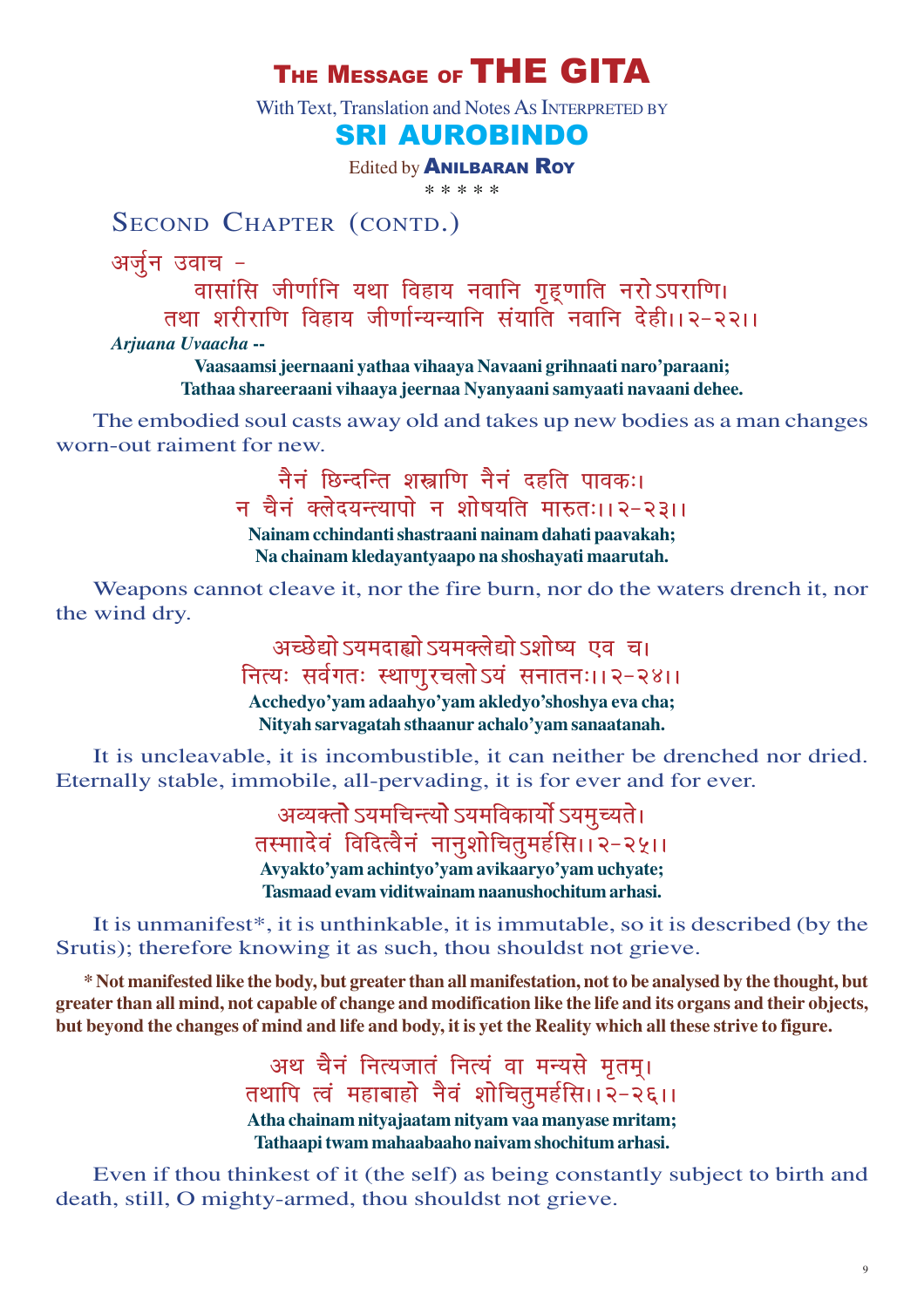# THE MESSAGE OF THE GITA

With Text, Translation and Notes As INTERPRETED BY

## SRI AUROBINDO

Edited by **ANILBARAN ROY**

\* \* \* \* \*

## SECOND CHAPTER (CONTD.)

अर्जुन उवाच -

वासांसि जीर्णानि यथा विहाय नवानि गृह्णाति नरोऽपराणि।
तथा शरीराणि विहाय जीर्णान्यन्यानि संयाति नवानि देही।।२-२२।।

***Arjuana Uvaacha --***

**Vaasaamsi jeernaani yathaa vihaaya Navaani grihnaati naro'paraani;
Tathaa shareeraani vihaaya jeernaa Nyanyaani samyaati navaani dehee.**

The embodied soul casts away old and takes up new bodies as a man changes worn-out raiment for new.

नैनं छिन्दन्ति शस्त्राणि नैनं दहति पावकः।
न चैनं क्लेदयन्त्यापो न शोषयति मारुतः।।२-२३।।

**Nainam cchindanti shastraani nainam dahati paavakah;
Na chainam kledayantyaapo na shoshayati maarutah.**

Weapons cannot cleave it, nor the fire burn, nor do the waters drench it, nor the wind dry.

अच्छेद्योऽयमदाह्योऽयमक्लेद्योऽशोष्य एव च।
नित्यः सर्वगतः स्थाणुरचलोऽयं सनातनः।।२-२४।।

**Acchedyo'yam adaahyo'yam akledyo'shoshya eva cha;
Nityah sarvagatah sthaanur achalo'yam sanaatanah.**

It is uncleavable, it is incombustible, it can neither be drenched nor dried. Eternally stable, immobile, all-pervading, it is for ever and for ever.

अव्यक्तोऽयमचिन्त्योऽयमविकार्योऽयमुच्यते।
तस्माादेवं विदित्वैनं नानुशोचितुमर्हसि।।२-२५।।

**Avyakto'yam achintyo'yam avikaaryo'yam uchyate;
Tasmaad evam viditwainam naanushochitum arhasi.**

It is unmanifest*, it is unthinkable, it is immutable, so it is described (by the Srutis); therefore knowing it as such, thou shouldst not grieve.

**\* Not manifested like the body, but greater than all manifestation, not to be analysed by the thought, but greater than all mind, not capable of change and modification like the life and its organs and their objects, but beyond the changes of mind and life and body, it is yet the Reality which all these strive to figure.**

अथ चैनं नित्यजातं नित्यं वा मन्यसे मृतम्।
तथापि त्वं महाबाहो नैवं शोचितुमर्हसि।।२-२६।।

**Atha chainam nityajaatam nityam vaa manyase mritam;
Tathaapi twam mahaabaaho naivam shochitum arhasi.**

Even if thou thinkest of it (the self) as being constantly subject to birth and death, still, O mighty-armed, thou shouldst not grieve.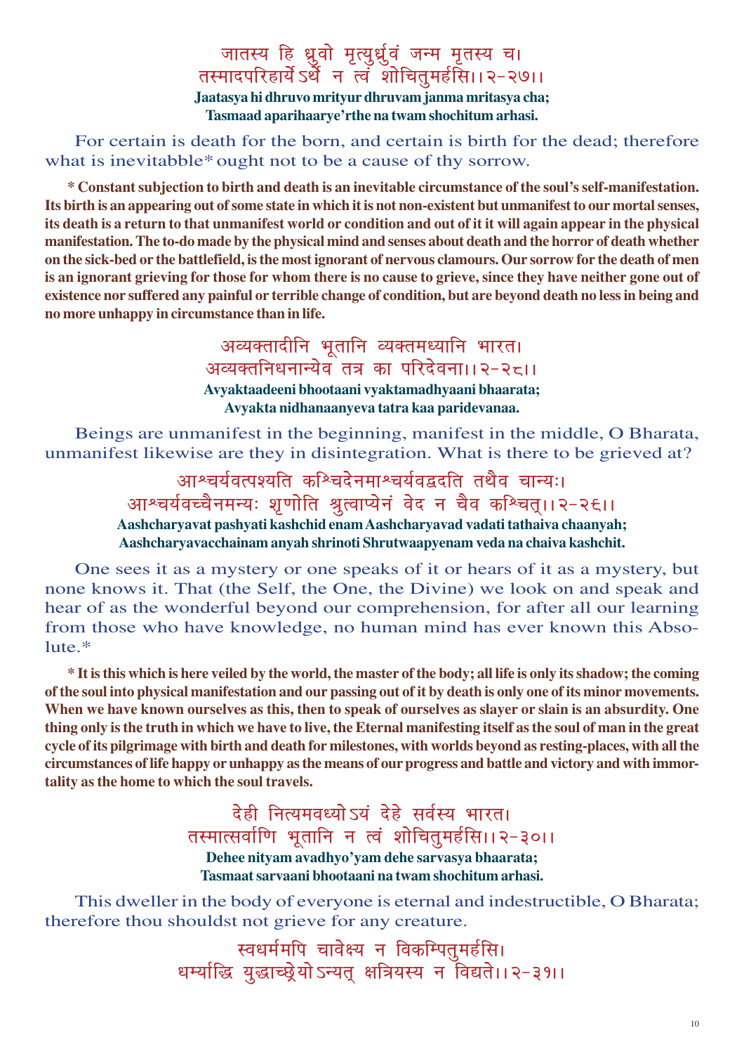जातस्य हि ध्रुवो मृत्युर्ध्रुवं जन्म मृतस्य च।
तस्मादपरिहार्येऽर्थे न त्वं शोचितुमर्हसि।।२-२७।।

**Jaatasya hi dhruvo mrityur dhruvam janma mritasya cha;**
**Tasmaad aparihaarye'rthe na twam shochitum arhasi.**

For certain is death for the born, and certain is birth for the dead; therefore what is inevitabble* ought not to be a cause of thy sorrow.

**\* Constant subjection to birth and death is an inevitable circumstance of the soul's self-manifestation. Its birth is an appearing out of some state in which it is not non-existent but unmanifest to our mortal senses, its death is a return to that unmanifest world or condition and out of it it will again appear in the physical manifestation. The to-do made by the physical mind and senses about death and the horror of death whether on the sick-bed or the battlefield, is the most ignorant of nervous clamours. Our sorrow for the death of men is an ignorant grieving for those for whom there is no cause to grieve, since they have neither gone out of existence nor suffered any painful or terrible change of condition, but are beyond death no less in being and no more unhappy in circumstance than in life.**

अव्यक्तादीनि भूतानि व्यक्तमध्यानि भारत।
अव्यक्तनिधनान्येव तत्र का परिदेवना।।२-२८।।

**Avyaktaadeeni bhootaani vyaktamadhyaani bhaarata;**
**Avyakta nidhanaanyeva tatra kaa paridevanaa.**

Beings are unmanifest in the beginning, manifest in the middle, O Bharata, unmanifest likewise are they in disintegration. What is there to be grieved at?

आश्चर्यवत्पश्यति कश्चिदेनमाश्चर्यवद्वदति तथैव चान्यः।
आश्चर्यवच्चैनमन्यः शृणोति श्रुत्वाप्येनं वेद न चैव कश्चित्।।२-२९।।

**Aashcharyavat pashyati kashchid enam Aashcharyavad vadati tathaiva chaanyah;**
**Aashcharyavacchainam anyah shrinoti Shrutwaapyenam veda na chaiva kashchit.**

One sees it as a mystery or one speaks of it or hears of it as a mystery, but none knows it. That (the Self, the One, the Divine) we look on and speak and hear of as the wonderful beyond our comprehension, for after all our learning from those who have knowledge, no human mind has ever known this Absolute.*

**\* It is this which is here veiled by the world, the master of the body; all life is only its shadow; the coming of the soul into physical manifestation and our passing out of it by death is only one of its minor movements. When we have known ourselves as this, then to speak of ourselves as slayer or slain is an absurdity. One thing only is the truth in which we have to live, the Eternal manifesting itself as the soul of man in the great cycle of its pilgrimage with birth and death for milestones, with worlds beyond as resting-places, with all the circumstances of life happy or unhappy as the means of our progress and battle and victory and with immortality as the home to which the soul travels.**

देही नित्यमवध्योऽयं देहे सर्वस्य भारत।
तस्मात्सर्वाणि भूतानि न त्वं शोचितुमर्हसि।।२-३०।।

**Dehee nityam avadhyo'yam dehe sarvasya bhaarata;**
**Tasmaat sarvaani bhootaani na twam shochitum arhasi.**

This dweller in the body of everyone is eternal and indestructible, O Bharata; therefore thou shouldst not grieve for any creature.

स्वधर्ममपि चावेक्ष्य न विकम्पितुमर्हसि।
धर्म्याद्धि युद्धाच्छ्रेयोऽन्यत् क्षत्रियस्य न विद्यते।।२-३१।।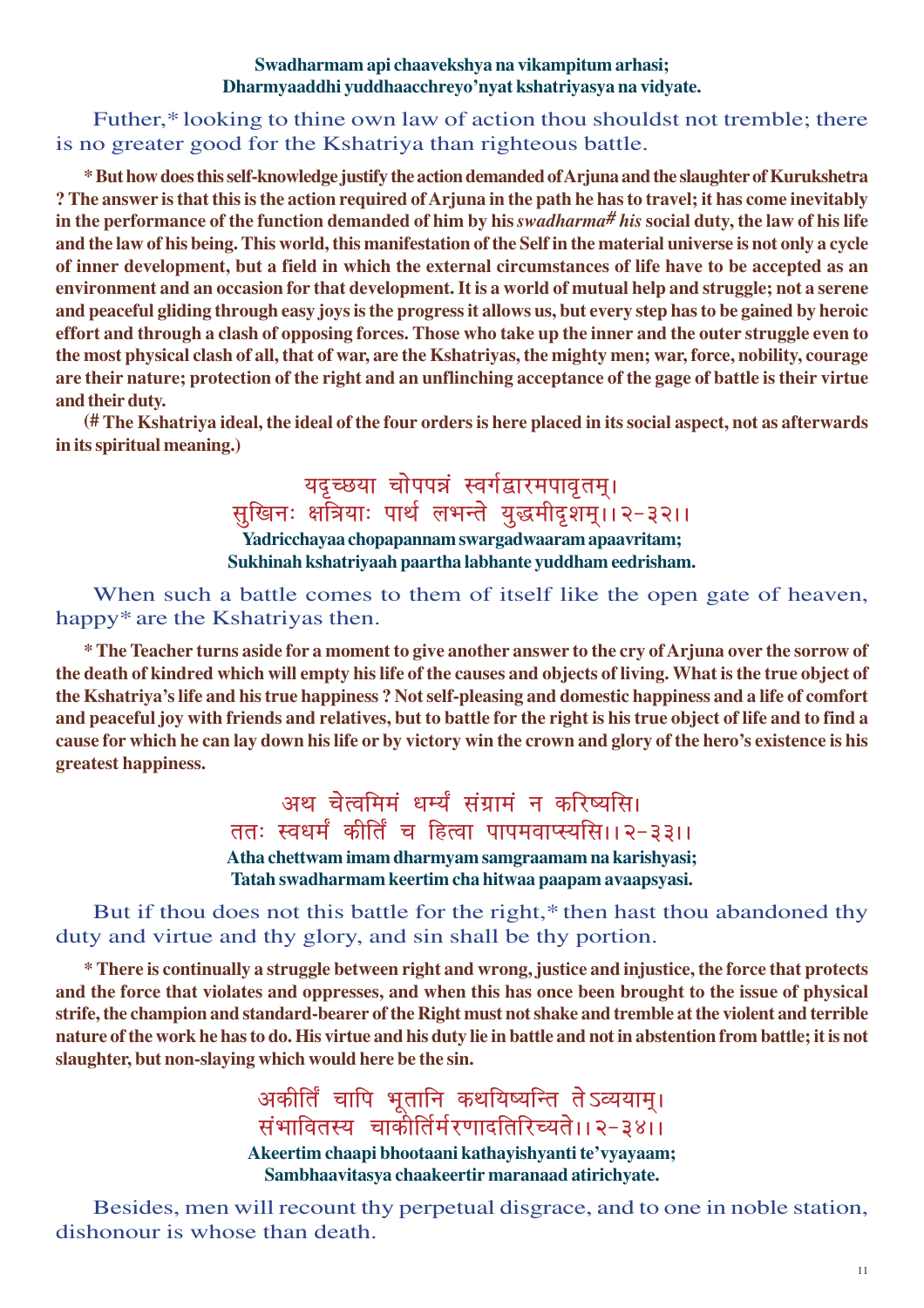**Swadharmam api chaavekshya na vikampitum arhasi;**
**Dharmyaaddhi yuddhaacchreyo'nyat kshatriyasya na vidyate.**

Futher,* looking to thine own law of action thou shouldst not tremble; there is no greater good for the Kshatriya than righteous battle.

**\* But how does this self-knowledge justify the action demanded of Arjuna and the slaughter of Kurukshetra ? The answer is that this is the action required of Arjuna in the path he has to travel; it has come inevitably in the performance of the function demanded of him by his *swadharma# his* social duty, the law of his life and the law of his being. This world, this manifestation of the Self in the material universe is not only a cycle of inner development, but a field in which the external circumstances of life have to be accepted as an environment and an occasion for that development. It is a world of mutual help and struggle; not a serene and peaceful gliding through easy joys is the progress it allows us, but every step has to be gained by heroic effort and through a clash of opposing forces. Those who take up the inner and the outer struggle even to the most physical clash of all, that of war, are the Kshatriyas, the mighty men; war, force, nobility, courage are their nature; protection of the right and an unflinching acceptance of the gage of battle is their virtue and their duty.**

**(# The Kshatriya ideal, the ideal of the four orders is here placed in its social aspect, not as afterwards in its spiritual meaning.)**

यदृच्छया चोपपन्नं स्वर्गद्वारमपावृतम्।
सुखिनः क्षत्रियाः पार्थ लभन्ते युद्धमीदृशम्।।२-३२।।

**Yadricchayaa chopapannam swargadwaaram apaavritam;**
**Sukhinah kshatriyaah paartha labhante yuddham eedrisham.**

When such a battle comes to them of itself like the open gate of heaven, happy* are the Kshatriyas then.

**\* The Teacher turns aside for a moment to give another answer to the cry of Arjuna over the sorrow of the death of kindred which will empty his life of the causes and objects of living. What is the true object of the Kshatriya's life and his true happiness ? Not self-pleasing and domestic happiness and a life of comfort and peaceful joy with friends and relatives, but to battle for the right is his true object of life and to find a cause for which he can lay down his life or by victory win the crown and glory of the hero's existence is his greatest happiness.**

अथ चेत्वमिमं धर्म्यं संग्रामं न करिष्यसि।
ततः स्वधर्मं कीर्तिं च हित्वा पापमवाप्स्यसि।।२-३३।।

**Atha chettwam imam dharmyam samgraamam na karishyasi;**
**Tatah swadharmam keertim cha hitwaa paapam avaapsyasi.**

But if thou does not this battle for the right,* then hast thou abandoned thy duty and virtue and thy glory, and sin shall be thy portion.

**\* There is continually a struggle between right and wrong, justice and injustice, the force that protects and the force that violates and oppresses, and when this has once been brought to the issue of physical strife, the champion and standard-bearer of the Right must not shake and tremble at the violent and terrible nature of the work he has to do. His virtue and his duty lie in battle and not in abstention from battle; it is not slaughter, but non-slaying which would here be the sin.**

अकीर्तिं चापि भूतानि कथयिष्यन्ति तेऽव्ययाम्।
संभावितस्य चाकीर्तिर्मरणादतिरिच्यते।।२-३४।।

**Akeertim chaapi bhootaani kathayishyanti te'vyayaam;**
**Sambhaavitasya chaakeertir maranaad atirichyate.**

Besides, men will recount thy perpetual disgrace, and to one in noble station, dishonour is whose than death.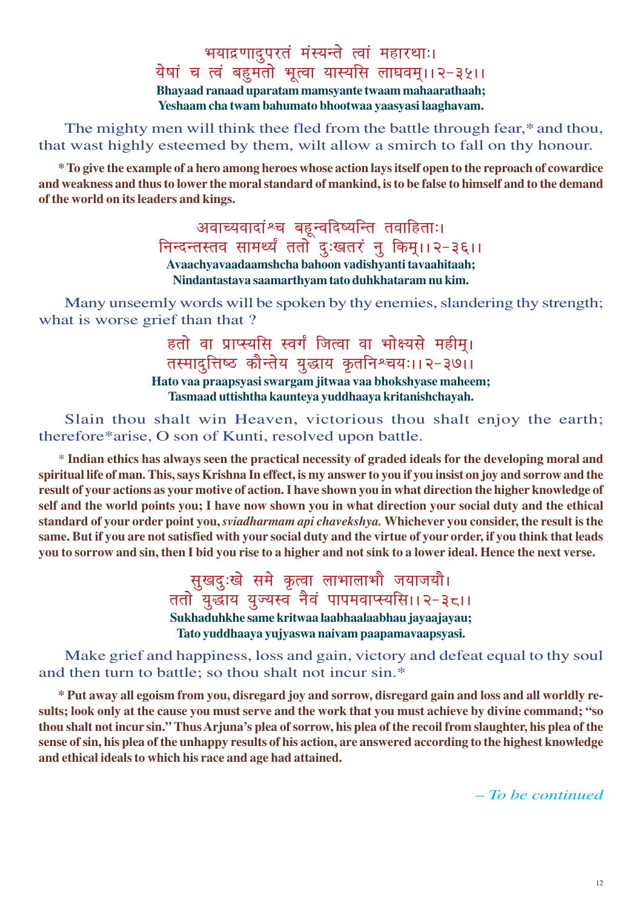भयाद्रणादुपरतं मंस्यन्ते त्वां महारथाः।
येषां च त्वं बहुमतो भूत्वा यास्यसि लाघवम्।।२-३५।।

**Bhayaad ranaad uparatam mamsyante twaam mahaarathaah;**
**Yeshaam cha twam bahumato bhootwaa yaasyasi laaghavam.**

The mighty men will think thee fled from the battle through fear,* and thou, that wast highly esteemed by them, wilt allow a smirch to fall on thy honour.

**\* To give the example of a hero among heroes whose action lays itself open to the reproach of cowardice and weakness and thus to lower the moral standard of mankind, is to be false to himself and to the demand of the world on its leaders and kings.**

अवाच्यवादांश्च बहून्वदिष्यन्ति तवाहिताः।
निन्दन्तस्तव सामर्थ्यं ततो दुःखतरं नु किम्।।२-३६।।

**Avaachyavaadaamshcha bahoon vadishyanti tavaahitaah;**
**Nindantastava saamarthyam tato duhkhataram nu kim.**

Many unseemly words will be spoken by thy enemies, slandering thy strength; what is worse grief than that ?

हतो वा प्राप्स्यसि स्वर्गं जित्वा वा भोक्ष्यसे महीम्।
तस्मादुत्तिष्ठ कौन्तेय युद्धाय कृतनिश्चयः।।२-३७।।

**Hato vaa praapsyasi swargam jitwaa vaa bhokshyase maheem;**
**Tasmaad uttishtha kaunteya yuddhaaya kritanishchayah.**

Slain thou shalt win Heaven, victorious thou shalt enjoy the earth; therefore*arise, O son of Kunti, resolved upon battle.

\* **Indian ethics has always seen the practical necessity of graded ideals for the developing moral and spiritual life of man. This, says Krishna In effect, is my answer to you if you insist on joy and sorrow and the result of your actions as your motive of action. I have shown you in what direction the higher knowledge of self and the world points you; I have now shown you in what direction your social duty and the ethical standard of your order point you, *sviadharmam api chavekshya.* Whichever you consider, the result is the same. But if you are not satisfied with your social duty and the virtue of your order, if you think that leads you to sorrow and sin, then I bid you rise to a higher and not sink to a lower ideal. Hence the next verse.**

सुखदुःखे समे कृत्वा लाभालाभौ जयाजयौ।
ततो युद्धाय युज्यस्व नैवं पापमवाप्स्यसि।।२-३८।।

**Sukhaduhkhe same kritwaa laabhaalaabhau jayaajayau;**
**Tato yuddhaaya yujyaswa naivam paapamavaapsyasi.**

Make grief and happiness, loss and gain, victory and defeat equal to thy soul and then turn to battle; so thou shalt not incur sin.*

**\* Put away all egoism from you, disregard joy and sorrow, disregard gain and loss and all worldly results; look only at the cause you must serve and the work that you must achieve by divine command; "so thou shalt not incur sin." Thus Arjuna's plea of sorrow, his plea of the recoil from slaughter, his plea of the sense of sin, his plea of the unhappy results of his action, are answered according to the highest knowledge and ethical ideals to which his race and age had attained.**

*– To be continued*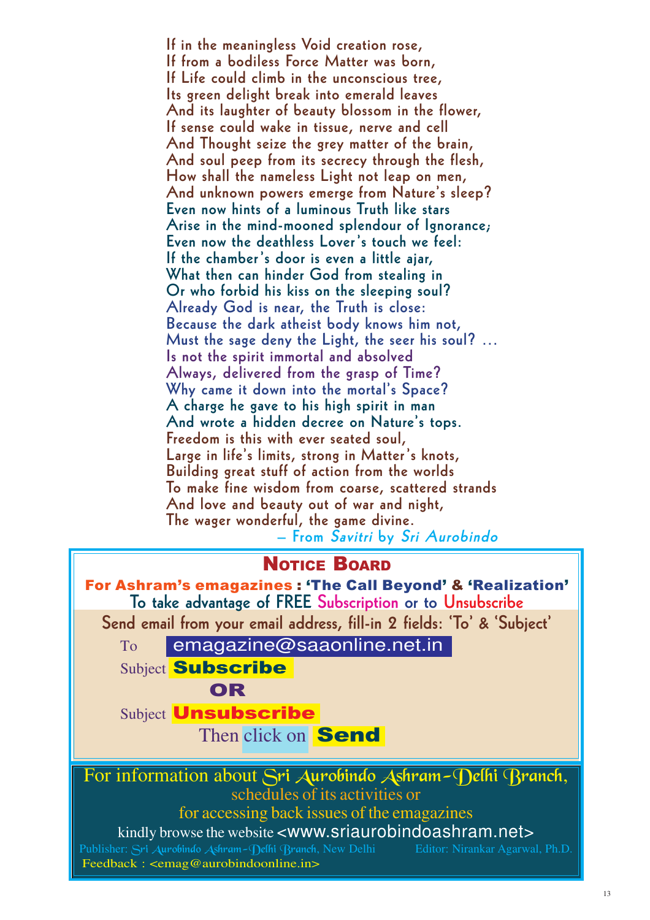If in the meaningless Void creation rose,
If from a bodiless Force Matter was born,
If Life could climb in the unconscious tree,
Its green delight break into emerald leaves
And its laughter of beauty blossom in the flower,
If sense could wake in tissue, nerve and cell
And Thought seize the grey matter of the brain,
And soul peep from its secrecy through the flesh,
How shall the nameless Light not leap on men,
And unknown powers emerge from Nature's sleep?
Even now hints of a luminous Truth like stars
Arise in the mind-mooned splendour of Ignorance;
Even now the deathless Lover's touch we feel:
If the chamber's door is even a little ajar,
What then can hinder God from stealing in
Or who forbid his kiss on the sleeping soul?
Already God is near, the Truth is close:
Because the dark atheist body knows him not,
Must the sage deny the Light, the seer his soul? ...
Is not the spirit immortal and absolved
Always, delivered from the grasp of Time?
Why came it down into the mortal's Space?
A charge he gave to his high spirit in man
And wrote a hidden decree on Nature's tops.
Freedom is this with ever seated soul,
Large in life's limits, strong in Matter's knots,
Building great stuff of action from the worlds
To make fine wisdom from coarse, scattered strands
And love and beauty out of war and night,
The wager wonderful, the game divine.

— From *Savitri* by *Sri Aurobindo*

## NOTICE BOARD

**For Ashram's emagazines : 'The Call Beyond' & 'Realization'**

To take advantage of FREE Subscription or to Unsubscribe

Send email from your email address, fill-in 2 fields: 'To' & 'Subject'

To **emagazine@saaonline.net.in**

Subject **Subscribe**

**OR**

Subject **Unsubscribe**

Then click on **Send**

For information about Sri Aurobindo Ashram-Delhi Branch,
schedules of its activities or
for accessing back issues of the emagazines
kindly browse the website <www.sriaurobindoashram.net>

Publisher: Sri Aurobindo Ashram-Delhi Branch, New Delhi    Editor: Nirankar Agarwal, Ph.D.

Feedback : <emag@aurobindoonline.in>